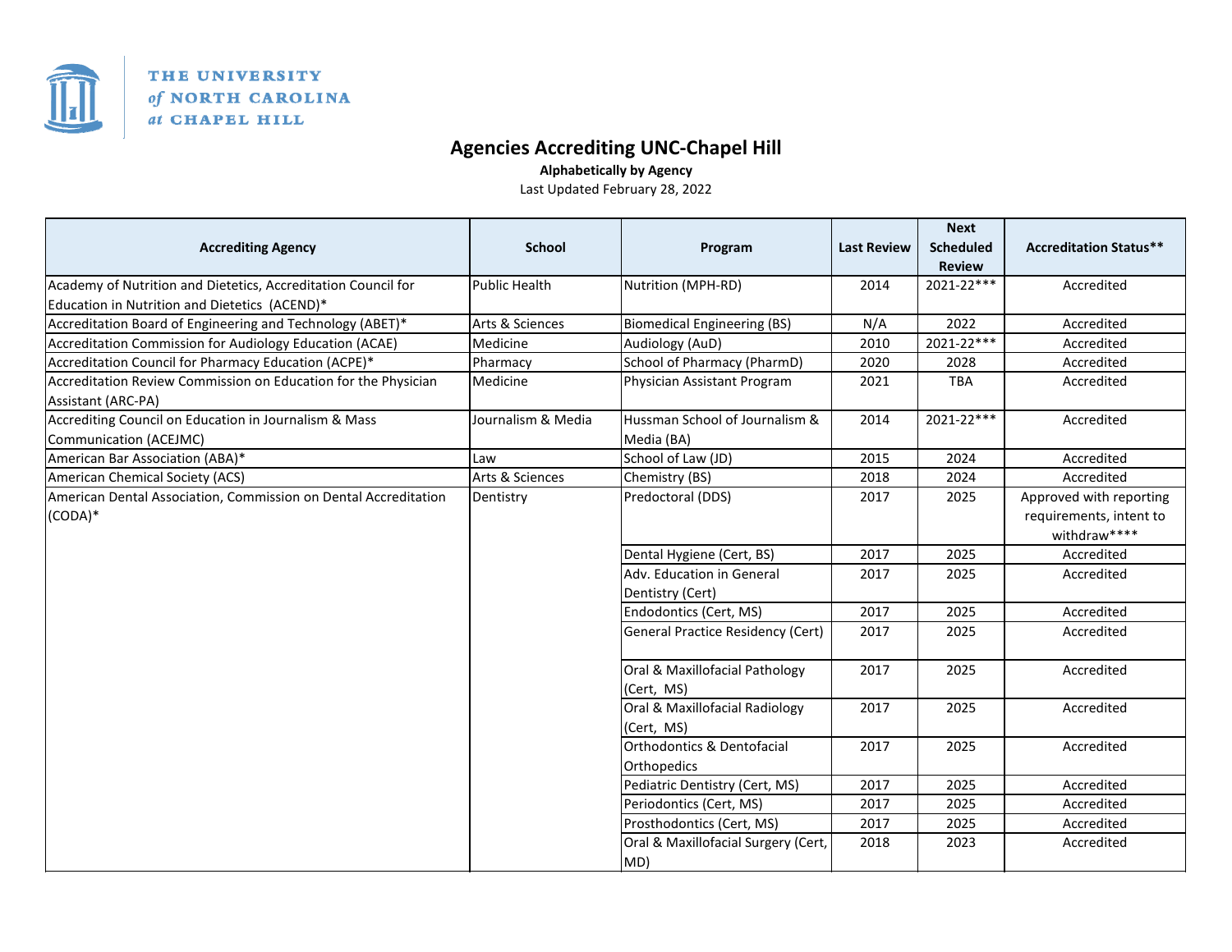THE UNIVERSITY *of* NORTH CAROLINA *at* CHAPEL HILL

# Agencies Accrediting UNC-Chapel Hill

**Alphabetically by Agency**

Last Updated February 28, 2022

| Accrediting Agency | School | Program | Last Review | Next Scheduled Review | Accreditation Status** |
|---|---|---|---|---|---|
| Academy of Nutrition and Dietetics, Accreditation Council for Education in Nutrition and Dietetics (ACEND)* | Public Health | Nutrition (MPH-RD) | 2014 | 2021-22*** | Accredited |
| Accreditation Board of Engineering and Technology (ABET)* | Arts & Sciences | Biomedical Engineering (BS) | N/A | 2022 | Accredited |
| Accreditation Commission for Audiology Education (ACAE) | Medicine | Audiology (AuD) | 2010 | 2021-22*** | Accredited |
| Accreditation Council for Pharmacy Education (ACPE)* | Pharmacy | School of Pharmacy (PharmD) | 2020 | 2028 | Accredited |
| Accreditation Review Commission on Education for the Physician Assistant (ARC-PA) | Medicine | Physician Assistant Program | 2021 | TBA | Accredited |
| Accrediting Council on Education in Journalism & Mass Communication (ACEJMC) | Journalism & Media | Hussman School of Journalism & Media (BA) | 2014 | 2021-22*** | Accredited |
| American Bar Association (ABA)* | Law | School of Law (JD) | 2015 | 2024 | Accredited |
| American Chemical Society (ACS) | Arts & Sciences | Chemistry (BS) | 2018 | 2024 | Accredited |
| American Dental Association, Commission on Dental Accreditation (CODA)* | Dentistry | Predoctoral (DDS) | 2017 | 2025 | Approved with reporting requirements, intent to withdraw**** |
| | | Dental Hygiene (Cert, BS) | 2017 | 2025 | Accredited |
| | | Adv. Education in General Dentistry (Cert) | 2017 | 2025 | Accredited |
| | | Endodontics (Cert, MS) | 2017 | 2025 | Accredited |
| | | General Practice Residency (Cert) | 2017 | 2025 | Accredited |
| | | Oral & Maxillofacial Pathology (Cert, MS) | 2017 | 2025 | Accredited |
| | | Oral & Maxillofacial Radiology (Cert, MS) | 2017 | 2025 | Accredited |
| | | Orthodontics & Dentofacial Orthopedics | 2017 | 2025 | Accredited |
| | | Pediatric Dentistry (Cert, MS) | 2017 | 2025 | Accredited |
| | | Periodontics (Cert, MS) | 2017 | 2025 | Accredited |
| | | Prosthodontics (Cert, MS) | 2017 | 2025 | Accredited |
| | | Oral & Maxillofacial Surgery (Cert, MD) | 2018 | 2023 | Accredited |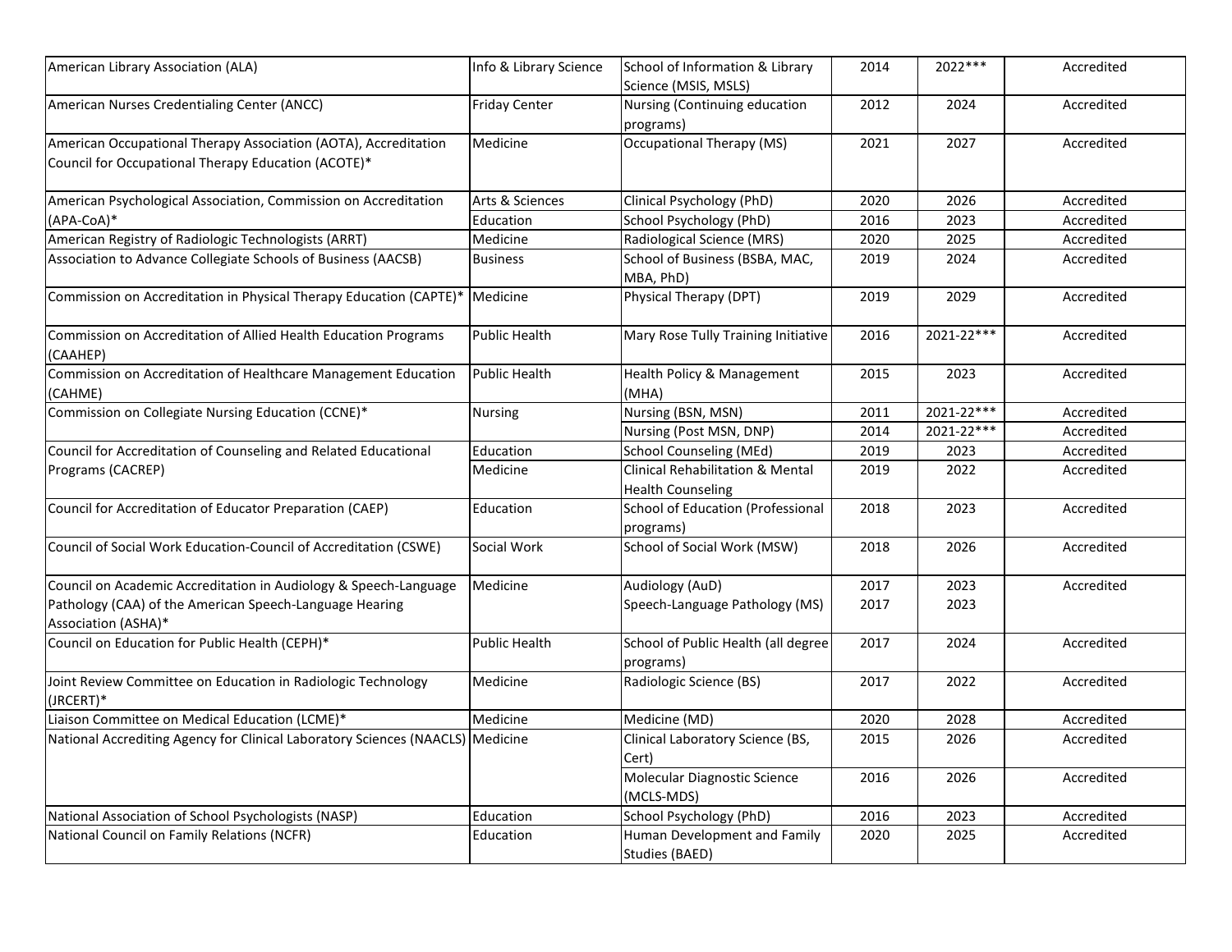| | | | | | |
|---|---|---|---|---|---|
| American Library Association (ALA) | Info & Library Science | School of Information & Library Science (MSIS, MSLS) | 2014 | 2022*** | Accredited |
| American Nurses Credentialing Center (ANCC) | Friday Center | Nursing (Continuing education programs) | 2012 | 2024 | Accredited |
| American Occupational Therapy Association (AOTA), Accreditation Council for Occupational Therapy Education (ACOTE)* | Medicine | Occupational Therapy (MS) | 2021 | 2027 | Accredited |
| American Psychological Association, Commission on Accreditation (APA-CoA)* | Arts & Sciences | Clinical Psychology (PhD) | 2020 | 2026 | Accredited |
| | Education | School Psychology (PhD) | 2016 | 2023 | Accredited |
| American Registry of Radiologic Technologists (ARRT) | Medicine | Radiological Science (MRS) | 2020 | 2025 | Accredited |
| Association to Advance Collegiate Schools of Business (AACSB) | Business | School of Business (BSBA, MAC, MBA, PhD) | 2019 | 2024 | Accredited |
| Commission on Accreditation in Physical Therapy Education (CAPTE)* | Medicine | Physical Therapy (DPT) | 2019 | 2029 | Accredited |
| Commission on Accreditation of Allied Health Education Programs (CAAHEP) | Public Health | Mary Rose Tully Training Initiative | 2016 | 2021-22*** | Accredited |
| Commission on Accreditation of Healthcare Management Education (CAHME) | Public Health | Health Policy & Management (MHA) | 2015 | 2023 | Accredited |
| Commission on Collegiate Nursing Education (CCNE)* | Nursing | Nursing (BSN, MSN) | 2011 | 2021-22*** | Accredited |
| | | Nursing (Post MSN, DNP) | 2014 | 2021-22*** | Accredited |
| Council for Accreditation of Counseling and Related Educational Programs (CACREP) | Education | School Counseling (MEd) | 2019 | 2023 | Accredited |
| | Medicine | Clinical Rehabilitation & Mental Health Counseling | 2019 | 2022 | Accredited |
| Council for Accreditation of Educator Preparation (CAEP) | Education | School of Education (Professional programs) | 2018 | 2023 | Accredited |
| Council of Social Work Education-Council of Accreditation (CSWE) | Social Work | School of Social Work (MSW) | 2018 | 2026 | Accredited |
| Council on Academic Accreditation in Audiology & Speech-Language Pathology (CAA) of the American Speech-Language Hearing Association (ASHA)* | Medicine | Audiology (AuD)<br>Speech-Language Pathology (MS) | 2017<br>2017 | 2023<br>2023 | Accredited |
| Council on Education for Public Health (CEPH)* | Public Health | School of Public Health (all degree programs) | 2017 | 2024 | Accredited |
| Joint Review Committee on Education in Radiologic Technology (JRCERT)* | Medicine | Radiologic Science (BS) | 2017 | 2022 | Accredited |
| Liaison Committee on Medical Education (LCME)* | Medicine | Medicine (MD) | 2020 | 2028 | Accredited |
| National Accrediting Agency for Clinical Laboratory Sciences (NAACLS) | Medicine | Clinical Laboratory Science (BS, Cert) | 2015 | 2026 | Accredited |
| | | Molecular Diagnostic Science (MCLS-MDS) | 2016 | 2026 | Accredited |
| National Association of School Psychologists (NASP) | Education | School Psychology (PhD) | 2016 | 2023 | Accredited |
| National Council on Family Relations (NCFR) | Education | Human Development and Family Studies (BAED) | 2020 | 2025 | Accredited |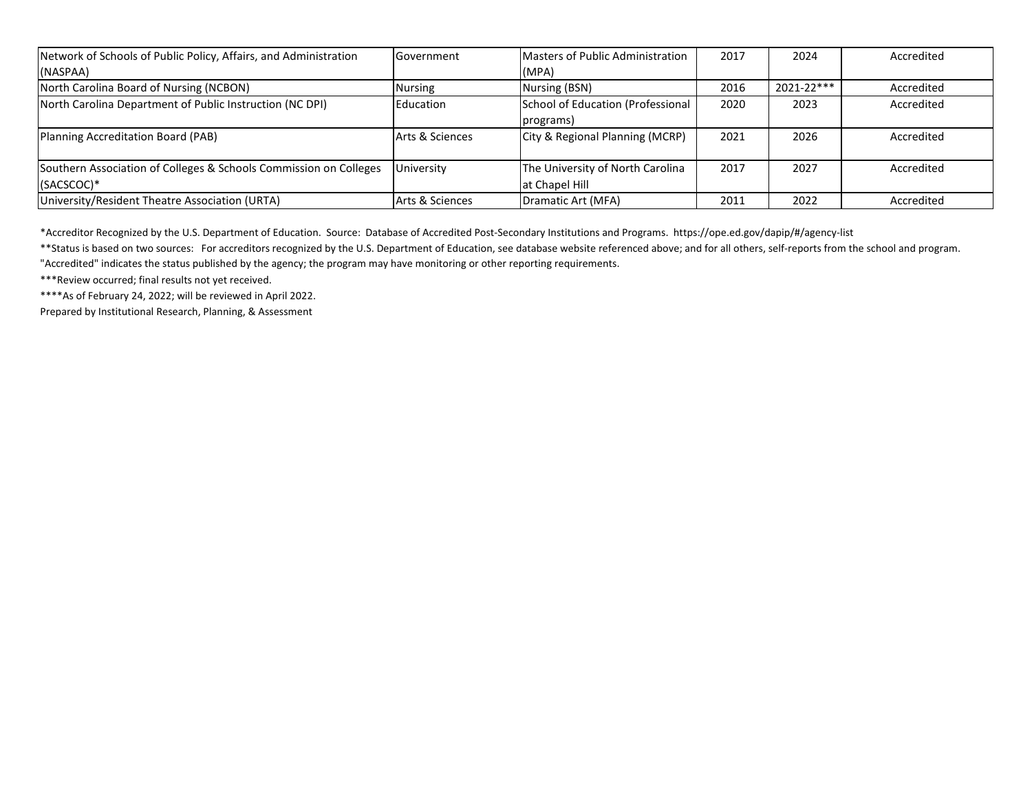| | | | | | |
|---|---|---|---|---|---|
| Network of Schools of Public Policy, Affairs, and Administration (NASPAA) | Government | Masters of Public Administration (MPA) | 2017 | 2024 | Accredited |
| North Carolina Board of Nursing (NCBON) | Nursing | Nursing (BSN) | 2016 | 2021-22*** | Accredited |
| North Carolina Department of Public Instruction (NC DPI) | Education | School of Education (Professional programs) | 2020 | 2023 | Accredited |
| Planning Accreditation Board (PAB) | Arts & Sciences | City & Regional Planning (MCRP) | 2021 | 2026 | Accredited |
| Southern Association of Colleges & Schools Commission on Colleges (SACSCOC)* | University | The University of North Carolina at Chapel Hill | 2017 | 2027 | Accredited |
| University/Resident Theatre Association (URTA) | Arts & Sciences | Dramatic Art (MFA) | 2011 | 2022 | Accredited |

*Accreditor Recognized by the U.S. Department of Education. Source: Database of Accredited Post-Secondary Institutions and Programs. https://ope.ed.gov/dapip/#/agency-list

**Status is based on two sources: For accreditors recognized by the U.S. Department of Education, see database website referenced above; and for all others, self-reports from the school and program. "Accredited" indicates the status published by the agency; the program may have monitoring or other reporting requirements.

***Review occurred; final results not yet received.

****As of February 24, 2022; will be reviewed in April 2022.

Prepared by Institutional Research, Planning, & Assessment